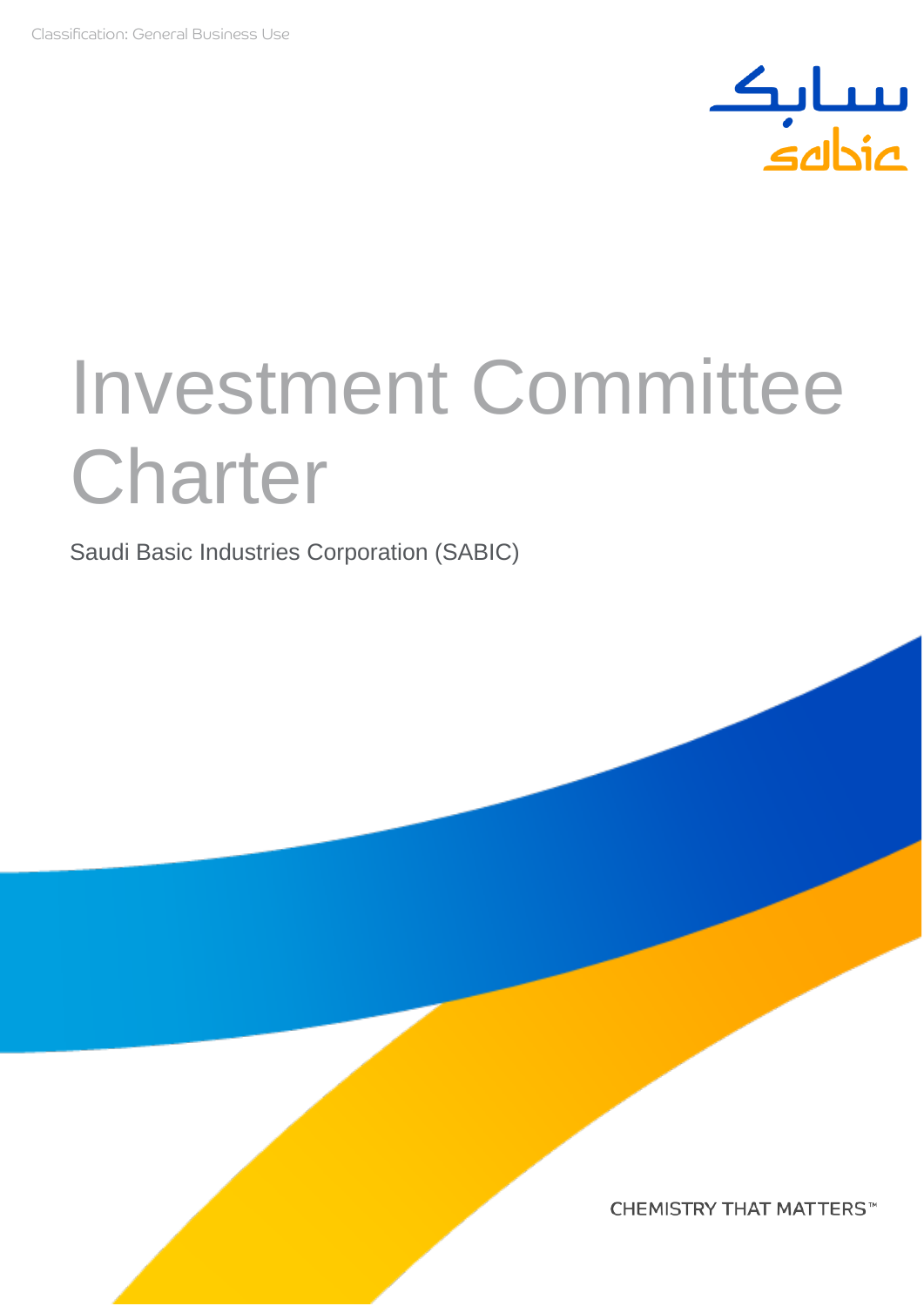Classification: General Business Use

# Investment Committee Charter

Saudi Basic Industries Corporation (SABIC)

CHEMISTRY THAT MATTERS™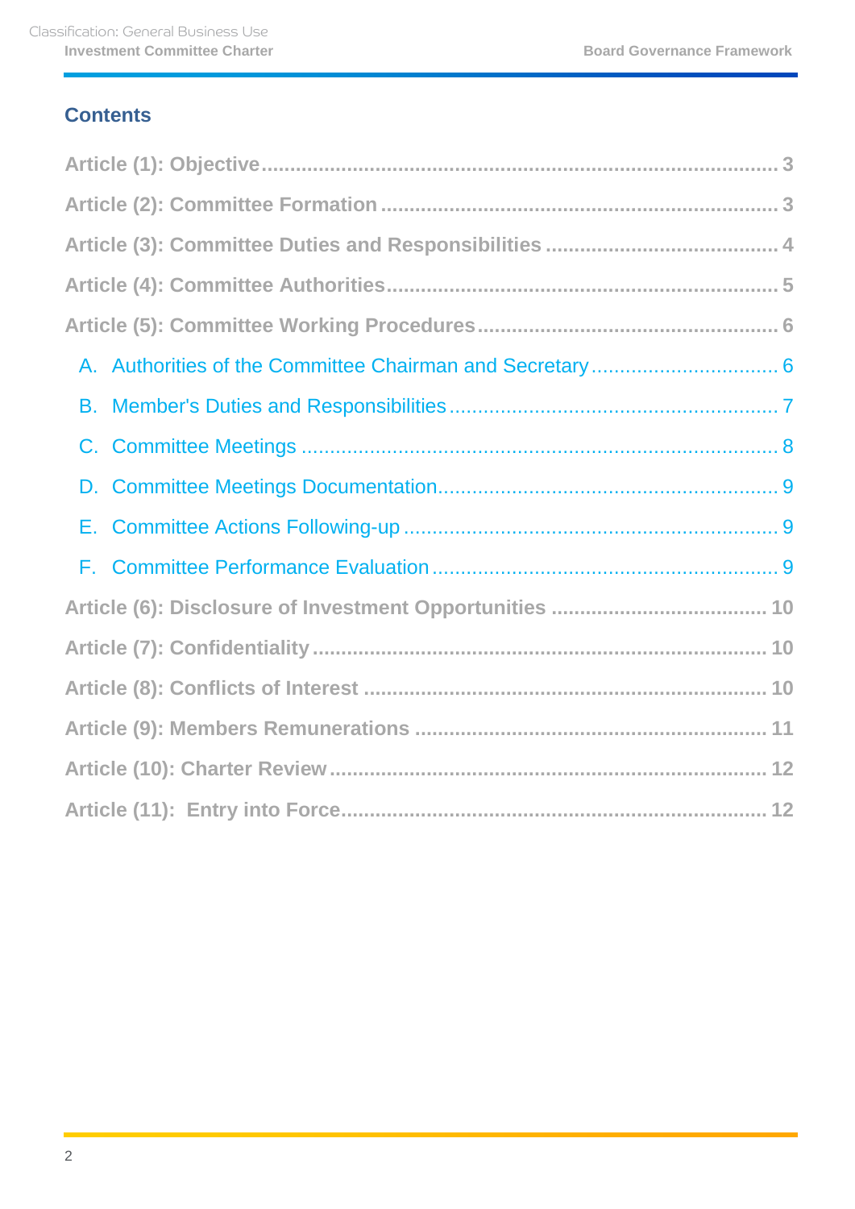## Contents

Article (1): Objective ........................................................................................ 3

Article (2): Committee Formation ..................................................................... 3

Article (3): Committee Duties and Responsibilities ........................................ 4

Article (4): Committee Authorities...................................................................... 5

Article (5): Committee Working Procedures..................................................... 6

- A. Authorities of the Committee Chairman and Secretary ................................ 6
- B. Member's Duties and Responsibilities......................................................... 7
- C. Committee Meetings .................................................................................. 8
- D. Committee Meetings Documentation........................................................... 9
- E. Committee Actions Following-up ................................................................. 9
- F. Committee Performance Evaluation ............................................................ 9

Article (6): Disclosure of Investment Opportunities ...................................... 10

Article (7): Confidentiality ................................................................................ 10

Article (8): Conflicts of Interest ...................................................................... 10

Article (9): Members Remunerations ............................................................. 11

Article (10): Charter Review ............................................................................ 12

Article (11): Entry into Force........................................................................... 12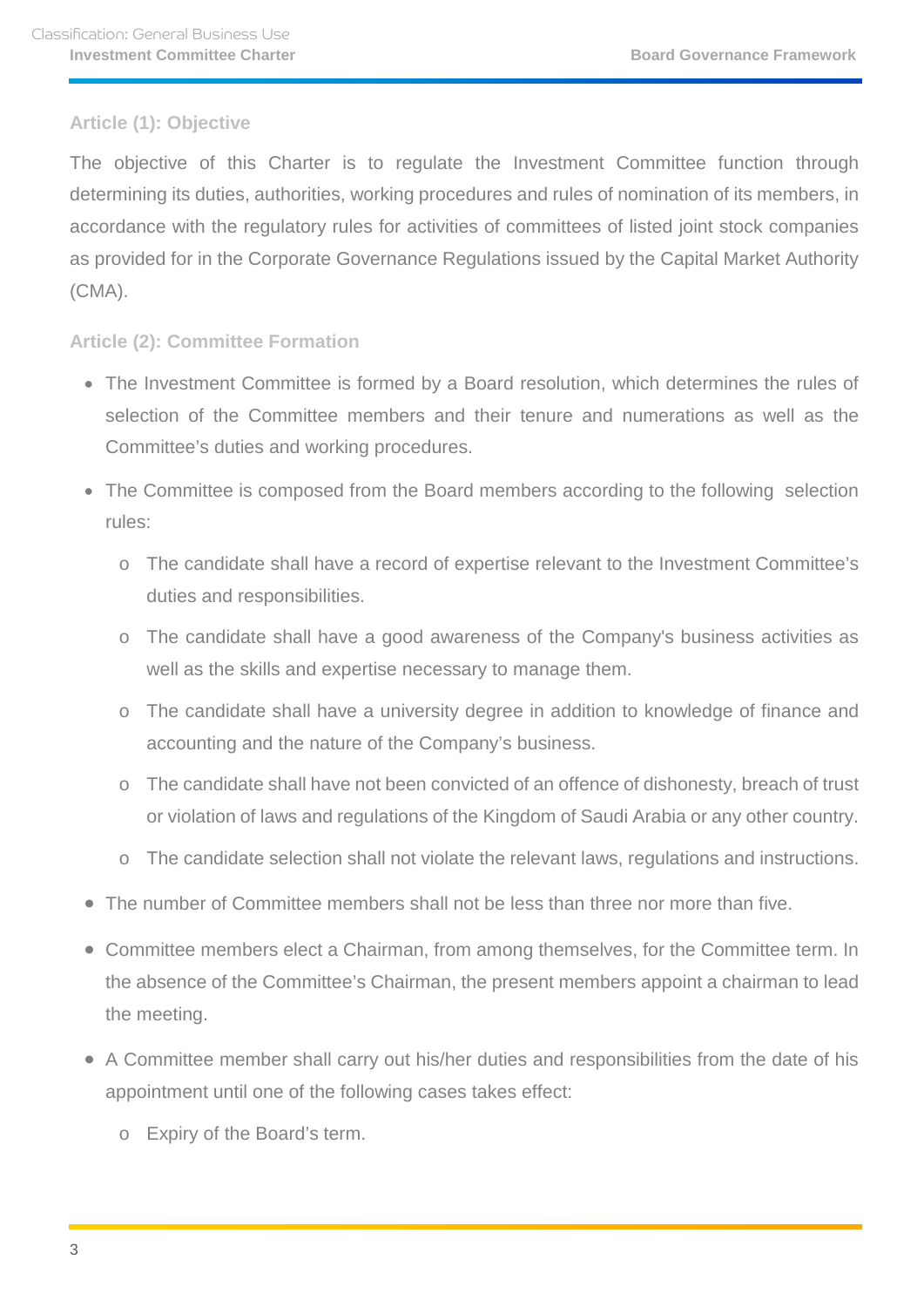## Article (1): Objective

The objective of this Charter is to regulate the Investment Committee function through determining its duties, authorities, working procedures and rules of nomination of its members, in accordance with the regulatory rules for activities of committees of listed joint stock companies as provided for in the Corporate Governance Regulations issued by the Capital Market Authority (CMA).

## Article (2): Committee Formation

- The Investment Committee is formed by a Board resolution, which determines the rules of selection of the Committee members and their tenure and numerations as well as the Committee's duties and working procedures.
- The Committee is composed from the Board members according to the following selection rules:
  - The candidate shall have a record of expertise relevant to the Investment Committee's duties and responsibilities.
  - The candidate shall have a good awareness of the Company's business activities as well as the skills and expertise necessary to manage them.
  - The candidate shall have a university degree in addition to knowledge of finance and accounting and the nature of the Company's business.
  - The candidate shall have not been convicted of an offence of dishonesty, breach of trust or violation of laws and regulations of the Kingdom of Saudi Arabia or any other country.
  - The candidate selection shall not violate the relevant laws, regulations and instructions.
- The number of Committee members shall not be less than three nor more than five.
- Committee members elect a Chairman, from among themselves, for the Committee term. In the absence of the Committee's Chairman, the present members appoint a chairman to lead the meeting.
- A Committee member shall carry out his/her duties and responsibilities from the date of his appointment until one of the following cases takes effect:
  - Expiry of the Board's term.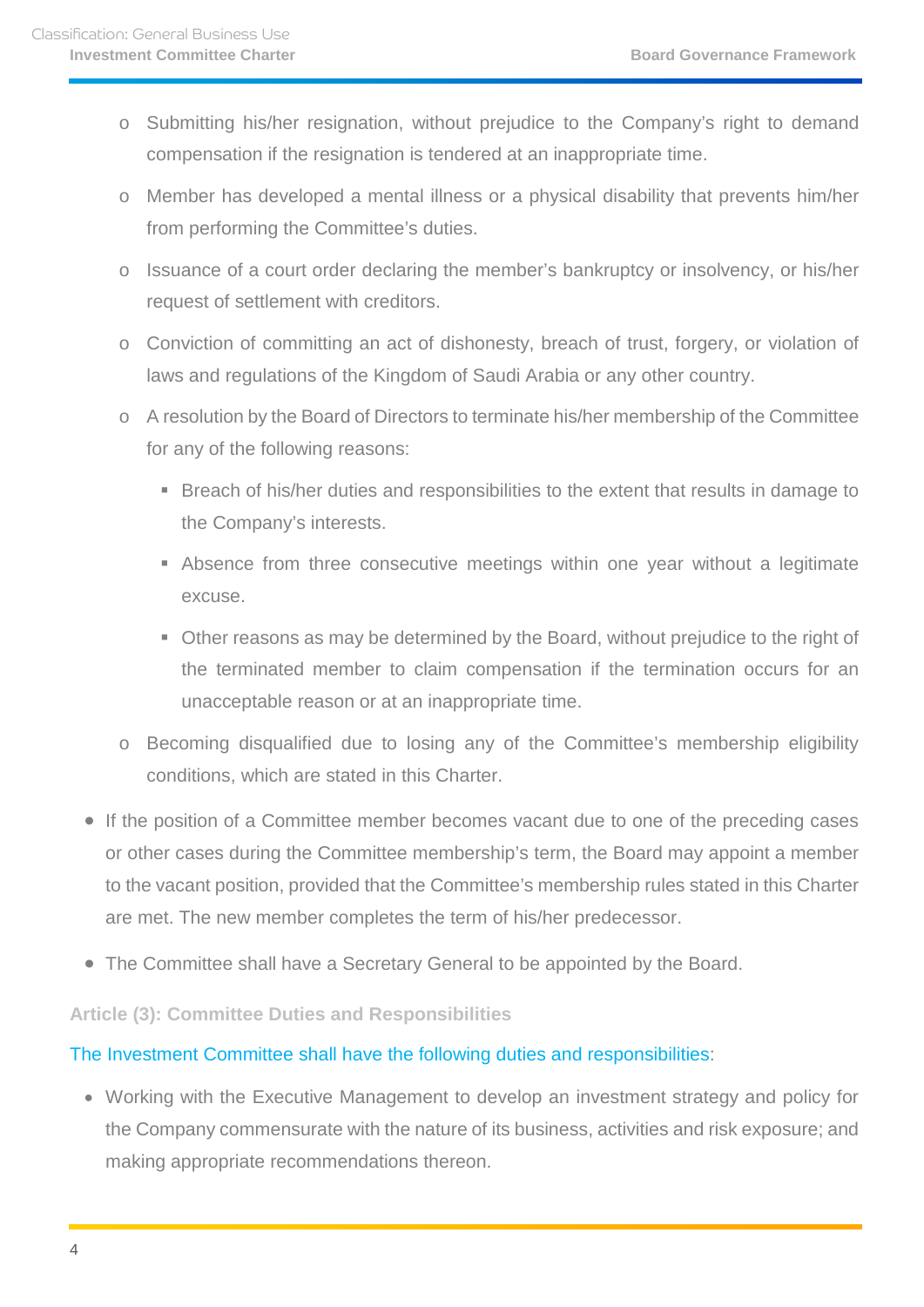- Submitting his/her resignation, without prejudice to the Company's right to demand compensation if the resignation is tendered at an inappropriate time.
  - Member has developed a mental illness or a physical disability that prevents him/her from performing the Committee's duties.
  - Issuance of a court order declaring the member's bankruptcy or insolvency, or his/her request of settlement with creditors.
  - Conviction of committing an act of dishonesty, breach of trust, forgery, or violation of laws and regulations of the Kingdom of Saudi Arabia or any other country.
  - A resolution by the Board of Directors to terminate his/her membership of the Committee for any of the following reasons:
    - Breach of his/her duties and responsibilities to the extent that results in damage to the Company's interests.
    - Absence from three consecutive meetings within one year without a legitimate excuse.
    - Other reasons as may be determined by the Board, without prejudice to the right of the terminated member to claim compensation if the termination occurs for an unacceptable reason or at an inappropriate time.
  - Becoming disqualified due to losing any of the Committee's membership eligibility conditions, which are stated in this Charter.
- If the position of a Committee member becomes vacant due to one of the preceding cases or other cases during the Committee membership's term, the Board may appoint a member to the vacant position, provided that the Committee's membership rules stated in this Charter are met. The new member completes the term of his/her predecessor.
- The Committee shall have a Secretary General to be appointed by the Board.

### Article (3): Committee Duties and Responsibilities

The Investment Committee shall have the following duties and responsibilities:

- Working with the Executive Management to develop an investment strategy and policy for the Company commensurate with the nature of its business, activities and risk exposure; and making appropriate recommendations thereon.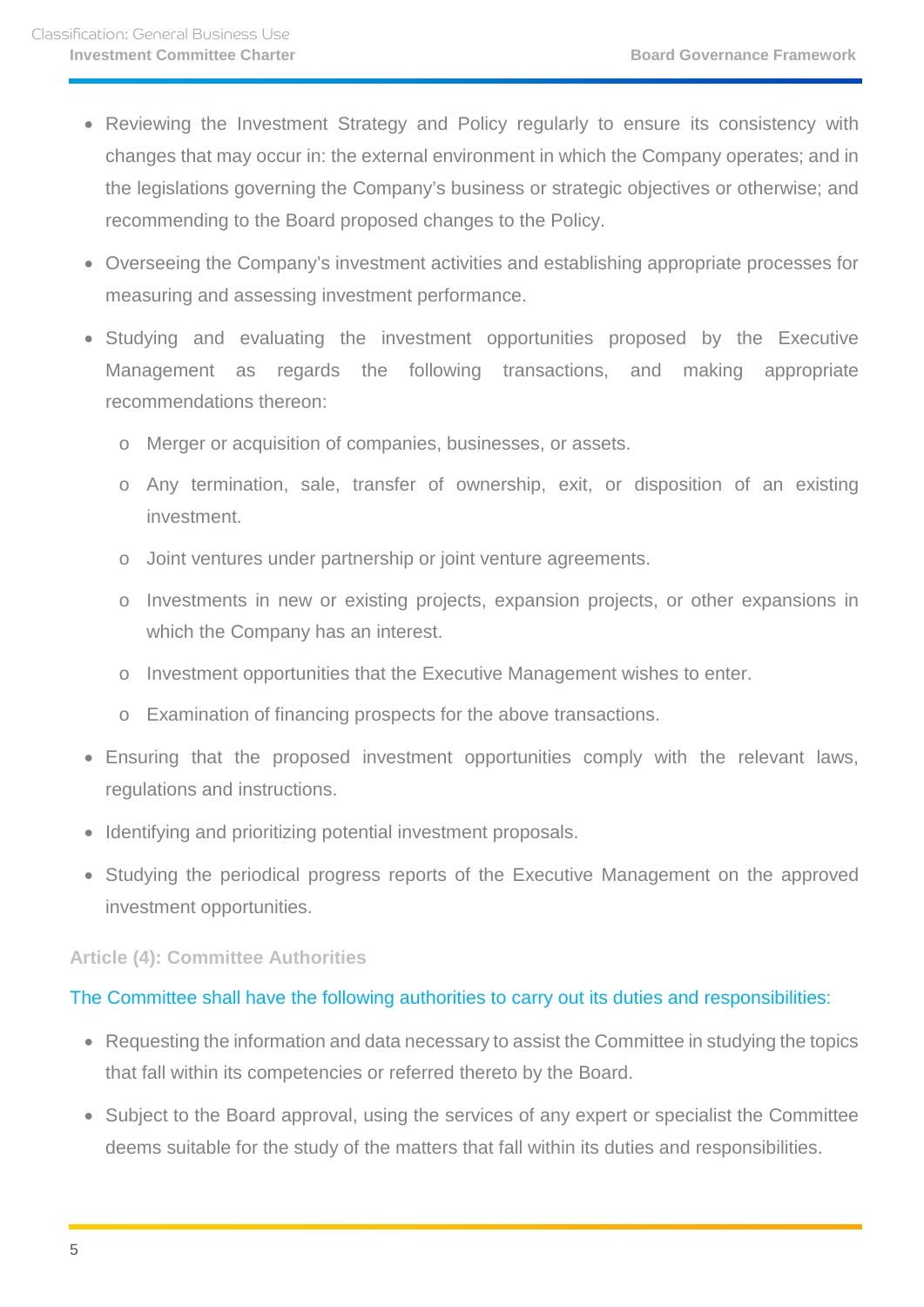- Reviewing the Investment Strategy and Policy regularly to ensure its consistency with changes that may occur in: the external environment in which the Company operates; and in the legislations governing the Company's business or strategic objectives or otherwise; and recommending to the Board proposed changes to the Policy.
- Overseeing the Company's investment activities and establishing appropriate processes for measuring and assessing investment performance.
- Studying and evaluating the investment opportunities proposed by the Executive Management as regards the following transactions, and making appropriate recommendations thereon:
  - Merger or acquisition of companies, businesses, or assets.
  - Any termination, sale, transfer of ownership, exit, or disposition of an existing investment.
  - Joint ventures under partnership or joint venture agreements.
  - Investments in new or existing projects, expansion projects, or other expansions in which the Company has an interest.
  - Investment opportunities that the Executive Management wishes to enter.
  - Examination of financing prospects for the above transactions.
- Ensuring that the proposed investment opportunities comply with the relevant laws, regulations and instructions.
- Identifying and prioritizing potential investment proposals.
- Studying the periodical progress reports of the Executive Management on the approved investment opportunities.

### Article (4): Committee Authorities

The Committee shall have the following authorities to carry out its duties and responsibilities:

- Requesting the information and data necessary to assist the Committee in studying the topics that fall within its competencies or referred thereto by the Board.
- Subject to the Board approval, using the services of any expert or specialist the Committee deems suitable for the study of the matters that fall within its duties and responsibilities.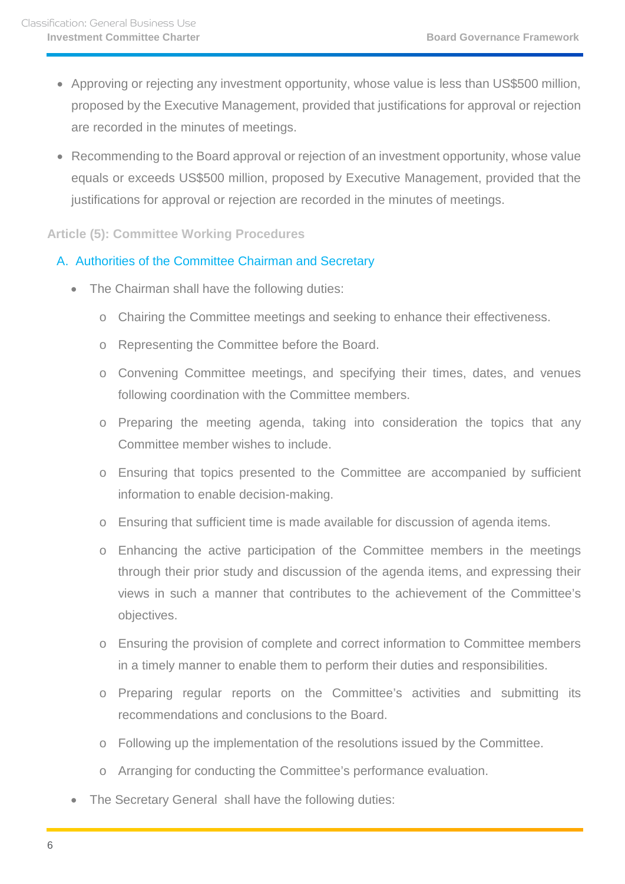- Approving or rejecting any investment opportunity, whose value is less than US$500 million, proposed by the Executive Management, provided that justifications for approval or rejection are recorded in the minutes of meetings.
- Recommending to the Board approval or rejection of an investment opportunity, whose value equals or exceeds US$500 million, proposed by Executive Management, provided that the justifications for approval or rejection are recorded in the minutes of meetings.

## Article (5): Committee Working Procedures

### A. Authorities of the Committee Chairman and Secretary

- The Chairman shall have the following duties:
  - Chairing the Committee meetings and seeking to enhance their effectiveness.
  - Representing the Committee before the Board.
  - Convening Committee meetings, and specifying their times, dates, and venues following coordination with the Committee members.
  - Preparing the meeting agenda, taking into consideration the topics that any Committee member wishes to include.
  - Ensuring that topics presented to the Committee are accompanied by sufficient information to enable decision-making.
  - Ensuring that sufficient time is made available for discussion of agenda items.
  - Enhancing the active participation of the Committee members in the meetings through their prior study and discussion of the agenda items, and expressing their views in such a manner that contributes to the achievement of the Committee's objectives.
  - Ensuring the provision of complete and correct information to Committee members in a timely manner to enable them to perform their duties and responsibilities.
  - Preparing regular reports on the Committee's activities and submitting its recommendations and conclusions to the Board.
  - Following up the implementation of the resolutions issued by the Committee.
  - Arranging for conducting the Committee's performance evaluation.
- The Secretary General shall have the following duties: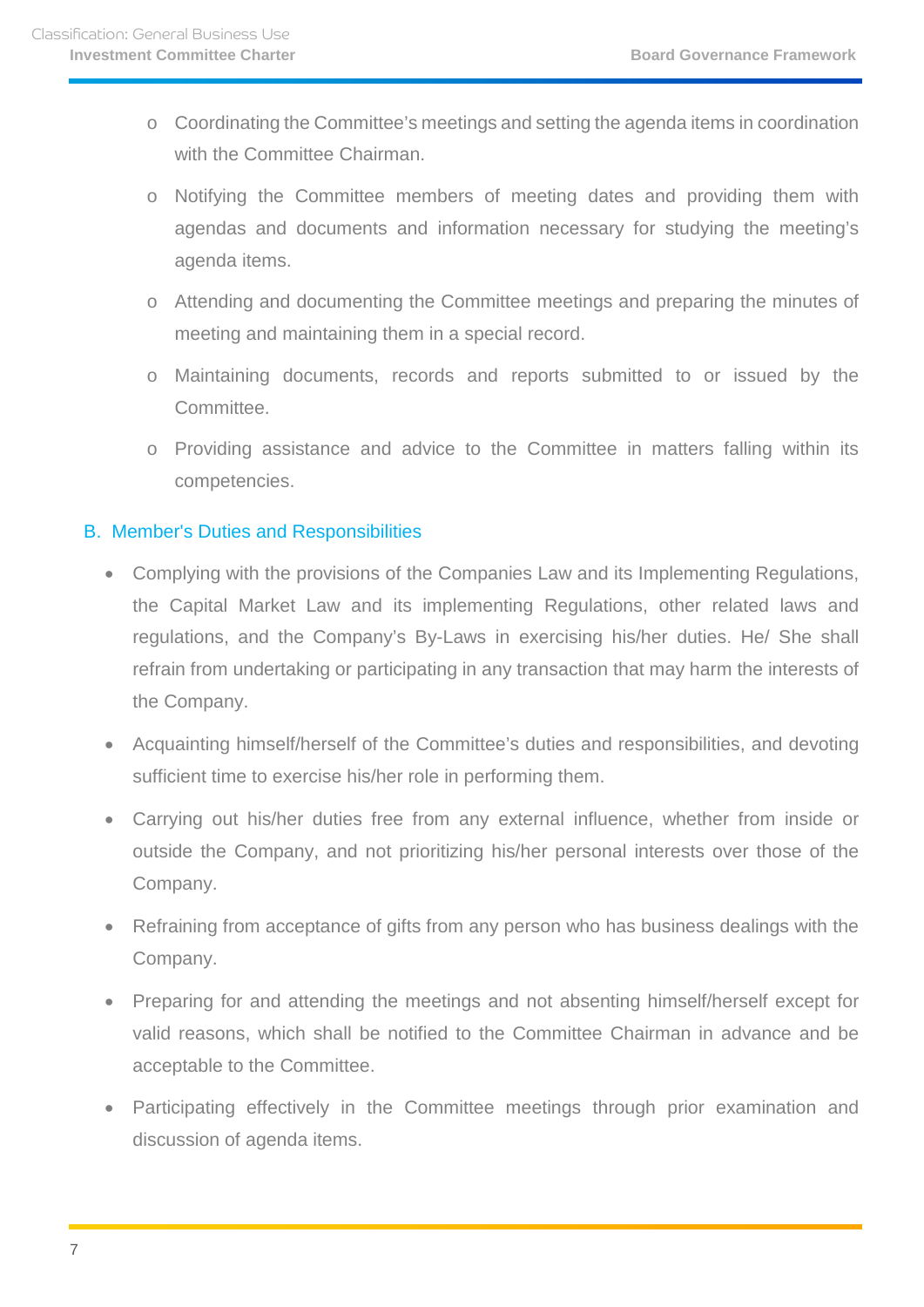- Coordinating the Committee's meetings and setting the agenda items in coordination with the Committee Chairman.
- Notifying the Committee members of meeting dates and providing them with agendas and documents and information necessary for studying the meeting's agenda items.
- Attending and documenting the Committee meetings and preparing the minutes of meeting and maintaining them in a special record.
- Maintaining documents, records and reports submitted to or issued by the Committee.
- Providing assistance and advice to the Committee in matters falling within its competencies.

## B. Member's Duties and Responsibilities

- Complying with the provisions of the Companies Law and its Implementing Regulations, the Capital Market Law and its implementing Regulations, other related laws and regulations, and the Company's By-Laws in exercising his/her duties. He/ She shall refrain from undertaking or participating in any transaction that may harm the interests of the Company.
- Acquainting himself/herself of the Committee's duties and responsibilities, and devoting sufficient time to exercise his/her role in performing them.
- Carrying out his/her duties free from any external influence, whether from inside or outside the Company, and not prioritizing his/her personal interests over those of the Company.
- Refraining from acceptance of gifts from any person who has business dealings with the Company.
- Preparing for and attending the meetings and not absenting himself/herself except for valid reasons, which shall be notified to the Committee Chairman in advance and be acceptable to the Committee.
- Participating effectively in the Committee meetings through prior examination and discussion of agenda items.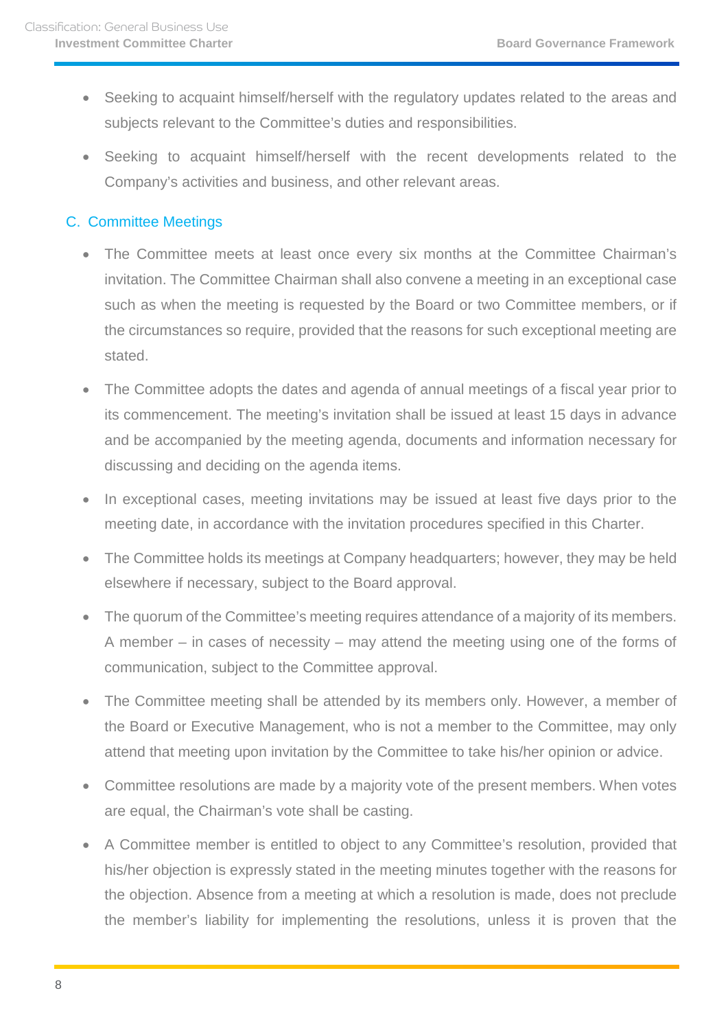- Seeking to acquaint himself/herself with the regulatory updates related to the areas and subjects relevant to the Committee's duties and responsibilities.
- Seeking to acquaint himself/herself with the recent developments related to the Company's activities and business, and other relevant areas.

### C. Committee Meetings

- The Committee meets at least once every six months at the Committee Chairman's invitation. The Committee Chairman shall also convene a meeting in an exceptional case such as when the meeting is requested by the Board or two Committee members, or if the circumstances so require, provided that the reasons for such exceptional meeting are stated.
- The Committee adopts the dates and agenda of annual meetings of a fiscal year prior to its commencement. The meeting's invitation shall be issued at least 15 days in advance and be accompanied by the meeting agenda, documents and information necessary for discussing and deciding on the agenda items.
- In exceptional cases, meeting invitations may be issued at least five days prior to the meeting date, in accordance with the invitation procedures specified in this Charter.
- The Committee holds its meetings at Company headquarters; however, they may be held elsewhere if necessary, subject to the Board approval.
- The quorum of the Committee's meeting requires attendance of a majority of its members. A member – in cases of necessity – may attend the meeting using one of the forms of communication, subject to the Committee approval.
- The Committee meeting shall be attended by its members only. However, a member of the Board or Executive Management, who is not a member to the Committee, may only attend that meeting upon invitation by the Committee to take his/her opinion or advice.
- Committee resolutions are made by a majority vote of the present members. When votes are equal, the Chairman's vote shall be casting.
- A Committee member is entitled to object to any Committee's resolution, provided that his/her objection is expressly stated in the meeting minutes together with the reasons for the objection. Absence from a meeting at which a resolution is made, does not preclude the member's liability for implementing the resolutions, unless it is proven that the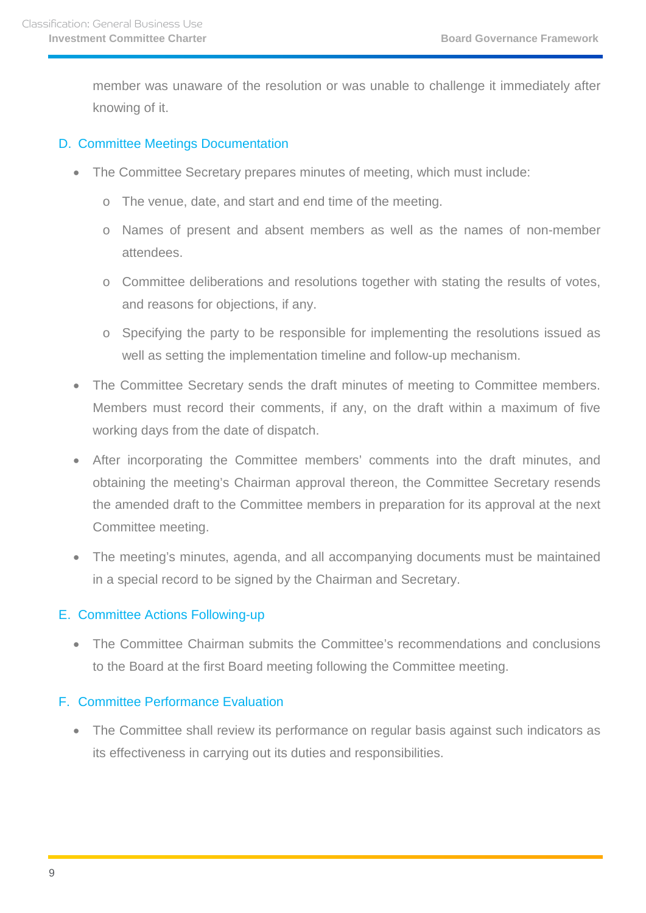member was unaware of the resolution or was unable to challenge it immediately after knowing of it.

### D. Committee Meetings Documentation

- The Committee Secretary prepares minutes of meeting, which must include:
  - The venue, date, and start and end time of the meeting.
  - Names of present and absent members as well as the names of non-member attendees.
  - Committee deliberations and resolutions together with stating the results of votes, and reasons for objections, if any.
  - Specifying the party to be responsible for implementing the resolutions issued as well as setting the implementation timeline and follow-up mechanism.
- The Committee Secretary sends the draft minutes of meeting to Committee members. Members must record their comments, if any, on the draft within a maximum of five working days from the date of dispatch.
- After incorporating the Committee members' comments into the draft minutes, and obtaining the meeting's Chairman approval thereon, the Committee Secretary resends the amended draft to the Committee members in preparation for its approval at the next Committee meeting.
- The meeting's minutes, agenda, and all accompanying documents must be maintained in a special record to be signed by the Chairman and Secretary.

### E. Committee Actions Following-up

- The Committee Chairman submits the Committee's recommendations and conclusions to the Board at the first Board meeting following the Committee meeting.

### F. Committee Performance Evaluation

- The Committee shall review its performance on regular basis against such indicators as its effectiveness in carrying out its duties and responsibilities.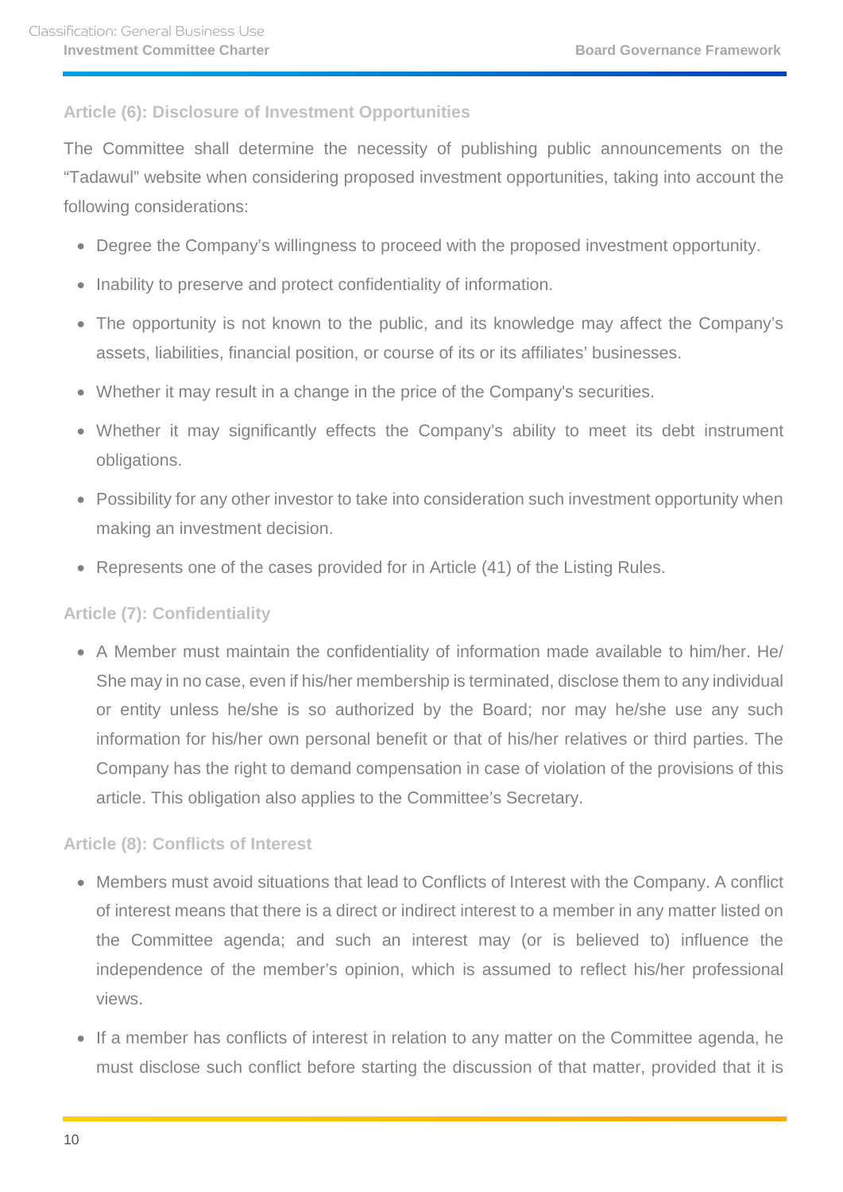### Article (6): Disclosure of Investment Opportunities

The Committee shall determine the necessity of publishing public announcements on the "Tadawul" website when considering proposed investment opportunities, taking into account the following considerations:

- Degree the Company's willingness to proceed with the proposed investment opportunity.
- Inability to preserve and protect confidentiality of information.
- The opportunity is not known to the public, and its knowledge may affect the Company's assets, liabilities, financial position, or course of its or its affiliates' businesses.
- Whether it may result in a change in the price of the Company's securities.
- Whether it may significantly effects the Company's ability to meet its debt instrument obligations.
- Possibility for any other investor to take into consideration such investment opportunity when making an investment decision.
- Represents one of the cases provided for in Article (41) of the Listing Rules.

### Article (7): Confidentiality

- A Member must maintain the confidentiality of information made available to him/her. He/ She may in no case, even if his/her membership is terminated, disclose them to any individual or entity unless he/she is so authorized by the Board; nor may he/she use any such information for his/her own personal benefit or that of his/her relatives or third parties. The Company has the right to demand compensation in case of violation of the provisions of this article. This obligation also applies to the Committee's Secretary.

### Article (8): Conflicts of Interest

- Members must avoid situations that lead to Conflicts of Interest with the Company. A conflict of interest means that there is a direct or indirect interest to a member in any matter listed on the Committee agenda; and such an interest may (or is believed to) influence the independence of the member's opinion, which is assumed to reflect his/her professional views.
- If a member has conflicts of interest in relation to any matter on the Committee agenda, he must disclose such conflict before starting the discussion of that matter, provided that it is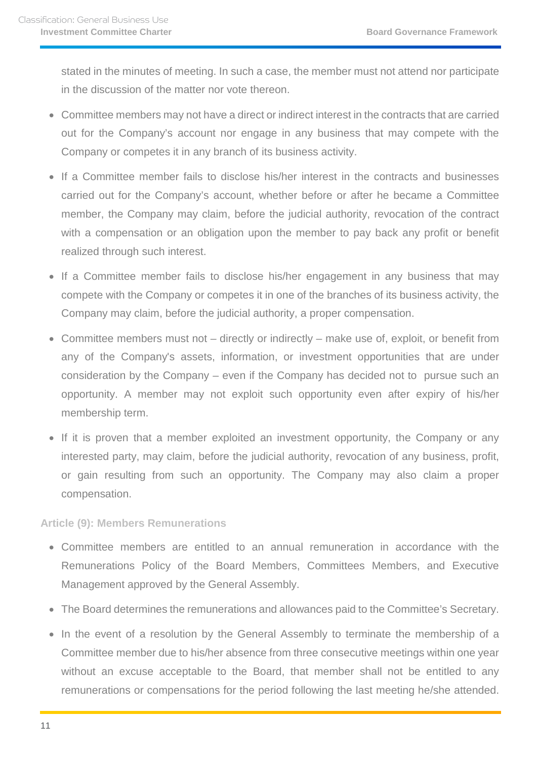stated in the minutes of meeting. In such a case, the member must not attend nor participate in the discussion of the matter nor vote thereon.

- Committee members may not have a direct or indirect interest in the contracts that are carried out for the Company's account nor engage in any business that may compete with the Company or competes it in any branch of its business activity.
- If a Committee member fails to disclose his/her interest in the contracts and businesses carried out for the Company's account, whether before or after he became a Committee member, the Company may claim, before the judicial authority, revocation of the contract with a compensation or an obligation upon the member to pay back any profit or benefit realized through such interest.
- If a Committee member fails to disclose his/her engagement in any business that may compete with the Company or competes it in one of the branches of its business activity, the Company may claim, before the judicial authority, a proper compensation.
- Committee members must not – directly or indirectly – make use of, exploit, or benefit from any of the Company's assets, information, or investment opportunities that are under consideration by the Company – even if the Company has decided not to pursue such an opportunity. A member may not exploit such opportunity even after expiry of his/her membership term.
- If it is proven that a member exploited an investment opportunity, the Company or any interested party, may claim, before the judicial authority, revocation of any business, profit, or gain resulting from such an opportunity. The Company may also claim a proper compensation.

### Article (9): Members Remunerations

- Committee members are entitled to an annual remuneration in accordance with the Remunerations Policy of the Board Members, Committees Members, and Executive Management approved by the General Assembly.
- The Board determines the remunerations and allowances paid to the Committee's Secretary.
- In the event of a resolution by the General Assembly to terminate the membership of a Committee member due to his/her absence from three consecutive meetings within one year without an excuse acceptable to the Board, that member shall not be entitled to any remunerations or compensations for the period following the last meeting he/she attended.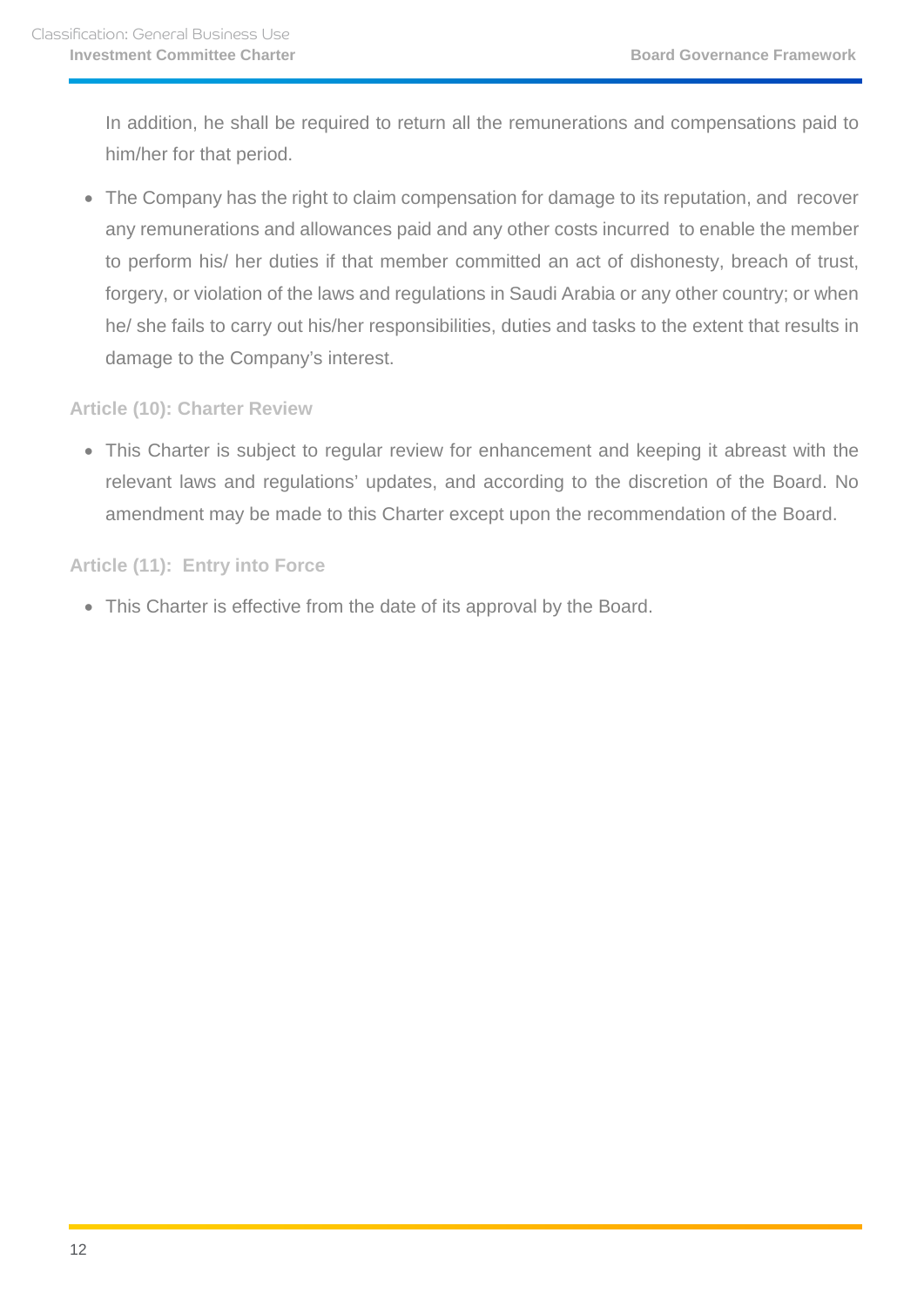In addition, he shall be required to return all the remunerations and compensations paid to him/her for that period.

- The Company has the right to claim compensation for damage to its reputation, and recover any remunerations and allowances paid and any other costs incurred to enable the member to perform his/ her duties if that member committed an act of dishonesty, breach of trust, forgery, or violation of the laws and regulations in Saudi Arabia or any other country; or when he/ she fails to carry out his/her responsibilities, duties and tasks to the extent that results in damage to the Company's interest.

### Article (10): Charter Review

- This Charter is subject to regular review for enhancement and keeping it abreast with the relevant laws and regulations' updates, and according to the discretion of the Board. No amendment may be made to this Charter except upon the recommendation of the Board.

### Article (11): Entry into Force

- This Charter is effective from the date of its approval by the Board.